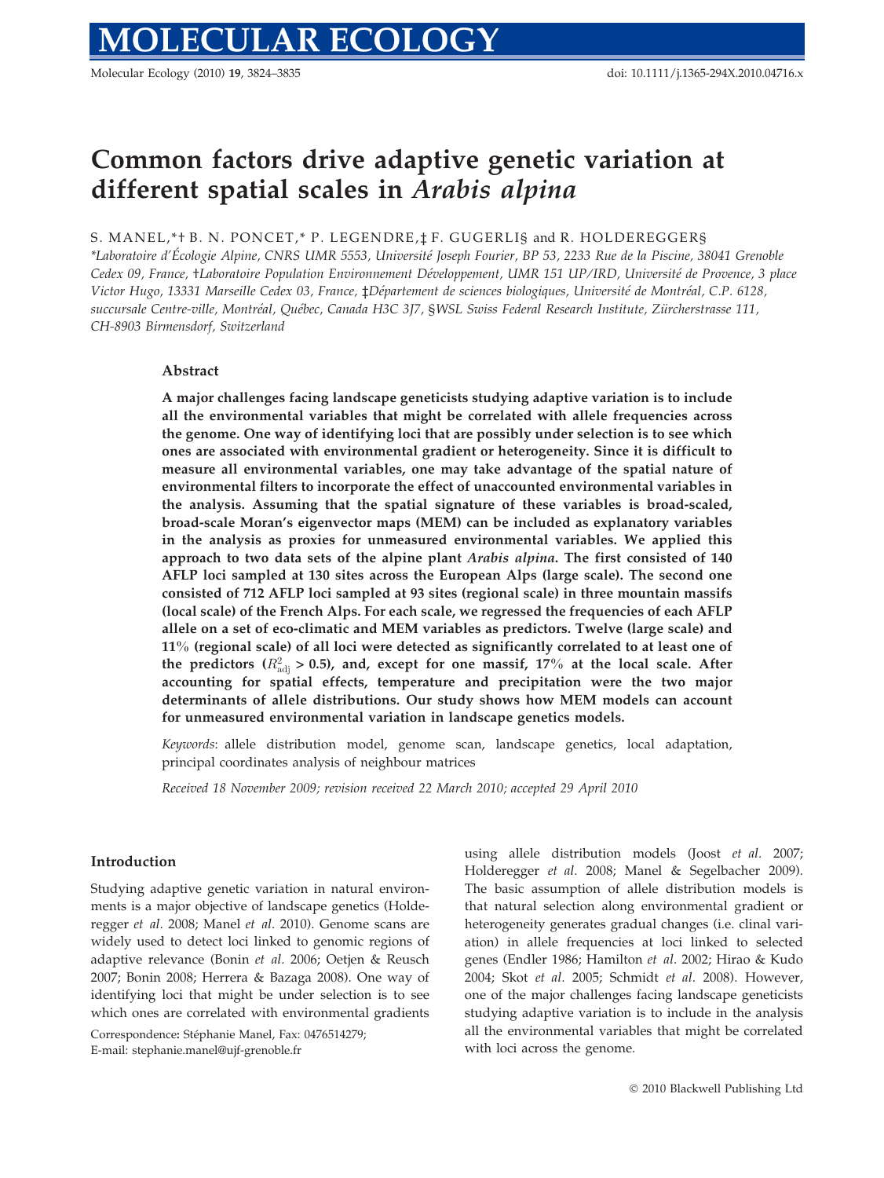# MOLECULAR ECOLOGY

# Common factors drive adaptive genetic variation at different spatial scales in *Arabis alpina*

S. MANEL,*† B. N. PONCET,* P. LEGENDRE,‡ F. GUGERLI§ and R. HOLDEREGGER§

*Laboratoire d'Écologie Alpine, CNRS UMR 5553, Université Joseph Fourier, BP 53, 2233 Rue de la Piscine, 38041 Grenoble Cedex 09, France, †Laboratoire Population Environnement Développement, UMR 151 UP/IRD, Université de Provence, 3 place Victor Hugo, 13331 Marseille Cedex 03, France, ‡Département de sciences biologiques, Université de Montréal, C.P. 6128, succursale Centre-ville, Montréal, Québec, Canada H3C 3J7, §WSL Swiss Federal Research Institute, Zürcherstrasse 111, CH-8903 Birmensdorf, Switzerland

## Abstract

**A major challenges facing landscape geneticists studying adaptive variation is to include all the environmental variables that might be correlated with allele frequencies across the genome. One way of identifying loci that are possibly under selection is to see which ones are associated with environmental gradient or heterogeneity. Since it is difficult to measure all environmental variables, one may take advantage of the spatial nature of environmental filters to incorporate the effect of unaccounted environmental variables in the analysis. Assuming that the spatial signature of these variables is broad-scaled, broad-scale Moran's eigenvector maps (MEM) can be included as explanatory variables in the analysis as proxies for unmeasured environmental variables. We applied this approach to two data sets of the alpine plant *Arabis alpina*. The first consisted of 140 AFLP loci sampled at 130 sites across the European Alps (large scale). The second one consisted of 712 AFLP loci sampled at 93 sites (regional scale) in three mountain massifs (local scale) of the French Alps. For each scale, we regressed the frequencies of each AFLP allele on a set of eco-climatic and MEM variables as predictors. Twelve (large scale) and 11% (regional scale) of all loci were detected as significantly correlated to at least one of the predictors ($R^2_{adj} > 0.5$), and, except for one massif, 17% at the local scale. After accounting for spatial effects, temperature and precipitation were the two major determinants of allele distributions. Our study shows how MEM models can account for unmeasured environmental variation in landscape genetics models.**

*Keywords*: allele distribution model, genome scan, landscape genetics, local adaptation, principal coordinates analysis of neighbour matrices

*Received 18 November 2009; revision received 22 March 2010; accepted 29 April 2010*

## Introduction

Studying adaptive genetic variation in natural environments is a major objective of landscape genetics (Holderegger *et al.* 2008; Manel *et al.* 2010). Genome scans are widely used to detect loci linked to genomic regions of adaptive relevance (Bonin *et al.* 2006; Oetjen & Reusch 2007; Bonin 2008; Herrera & Bazaga 2008). One way of identifying loci that might be under selection is to see which ones are correlated with environmental gradients using allele distribution models (Joost *et al.* 2007; Holderegger *et al.* 2008; Manel & Segelbacher 2009). The basic assumption of allele distribution models is that natural selection along environmental gradient or heterogeneity generates gradual changes (i.e. clinal variation) in allele frequencies at loci linked to selected genes (Endler 1986; Hamilton *et al.* 2002; Hirao & Kudo 2004; Skot *et al.* 2005; Schmidt *et al.* 2008). However, one of the major challenges facing landscape geneticists studying adaptive variation is to include in the analysis all the environmental variables that might be correlated with loci across the genome.

Correspondence: Stéphanie Manel, Fax: 0476514279;
E-mail: stephanie.manel@ujf-grenoble.fr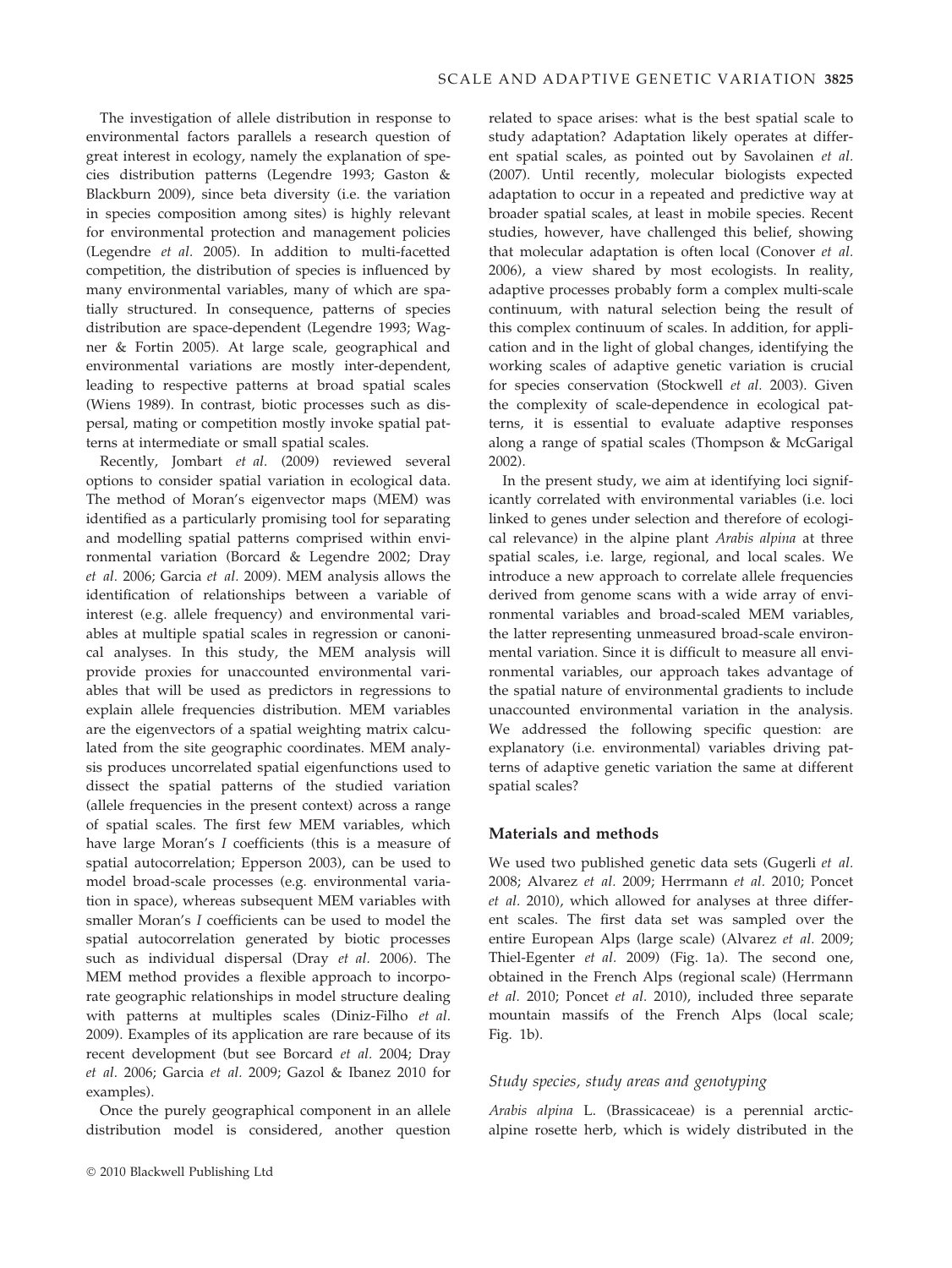The investigation of allele distribution in response to environmental factors parallels a research question of great interest in ecology, namely the explanation of species distribution patterns (Legendre 1993; Gaston & Blackburn 2009), since beta diversity (i.e. the variation in species composition among sites) is highly relevant for environmental protection and management policies (Legendre *et al.* 2005). In addition to multi-facetted competition, the distribution of species is influenced by many environmental variables, many of which are spatially structured. In consequence, patterns of species distribution are space-dependent (Legendre 1993; Wagner & Fortin 2005). At large scale, geographical and environmental variations are mostly inter-dependent, leading to respective patterns at broad spatial scales (Wiens 1989). In contrast, biotic processes such as dispersal, mating or competition mostly invoke spatial patterns at intermediate or small spatial scales.

Recently, Jombart *et al.* (2009) reviewed several options to consider spatial variation in ecological data. The method of Moran's eigenvector maps (MEM) was identified as a particularly promising tool for separating and modelling spatial patterns comprised within environmental variation (Borcard & Legendre 2002; Dray *et al.* 2006; Garcia *et al.* 2009). MEM analysis allows the identification of relationships between a variable of interest (e.g. allele frequency) and environmental variables at multiple spatial scales in regression or canonical analyses. In this study, the MEM analysis will provide proxies for unaccounted environmental variables that will be used as predictors in regressions to explain allele frequencies distribution. MEM variables are the eigenvectors of a spatial weighting matrix calculated from the site geographic coordinates. MEM analysis produces uncorrelated spatial eigenfunctions used to dissect the spatial patterns of the studied variation (allele frequencies in the present context) across a range of spatial scales. The first few MEM variables, which have large Moran's *I* coefficients (this is a measure of spatial autocorrelation; Epperson 2003), can be used to model broad-scale processes (e.g. environmental variation in space), whereas subsequent MEM variables with smaller Moran's *I* coefficients can be used to model the spatial autocorrelation generated by biotic processes such as individual dispersal (Dray *et al.* 2006). The MEM method provides a flexible approach to incorporate geographic relationships in model structure dealing with patterns at multiples scales (Diniz-Filho *et al.* 2009). Examples of its application are rare because of its recent development (but see Borcard *et al.* 2004; Dray *et al.* 2006; Garcia *et al.* 2009; Gazol & Ibanez 2010 for examples).

Once the purely geographical component in an allele distribution model is considered, another question related to space arises: what is the best spatial scale to study adaptation? Adaptation likely operates at different spatial scales, as pointed out by Savolainen *et al.* (2007). Until recently, molecular biologists expected adaptation to occur in a repeated and predictive way at broader spatial scales, at least in mobile species. Recent studies, however, have challenged this belief, showing that molecular adaptation is often local (Conover *et al.* 2006), a view shared by most ecologists. In reality, adaptive processes probably form a complex multi-scale continuum, with natural selection being the result of this complex continuum of scales. In addition, for application and in the light of global changes, identifying the working scales of adaptive genetic variation is crucial for species conservation (Stockwell *et al.* 2003). Given the complexity of scale-dependence in ecological patterns, it is essential to evaluate adaptive responses along a range of spatial scales (Thompson & McGarigal 2002).

In the present study, we aim at identifying loci significantly correlated with environmental variables (i.e. loci linked to genes under selection and therefore of ecological relevance) in the alpine plant *Arabis alpina* at three spatial scales, i.e. large, regional, and local scales. We introduce a new approach to correlate allele frequencies derived from genome scans with a wide array of environmental variables and broad-scaled MEM variables, the latter representing unmeasured broad-scale environmental variation. Since it is difficult to measure all environmental variables, our approach takes advantage of the spatial nature of environmental gradients to include unaccounted environmental variation in the analysis. We addressed the following specific question: are explanatory (i.e. environmental) variables driving patterns of adaptive genetic variation the same at different spatial scales?

## Materials and methods

We used two published genetic data sets (Gugerli *et al.* 2008; Alvarez *et al.* 2009; Herrmann *et al.* 2010; Poncet *et al.* 2010), which allowed for analyses at three different scales. The first data set was sampled over the entire European Alps (large scale) (Alvarez *et al.* 2009; Thiel-Egenter *et al.* 2009) (Fig. 1a). The second one, obtained in the French Alps (regional scale) (Herrmann *et al.* 2010; Poncet *et al.* 2010), included three separate mountain massifs of the French Alps (local scale; Fig. 1b).

### Study species, study areas and genotyping

*Arabis alpina* L. (Brassicaceae) is a perennial arctic-alpine rosette herb, which is widely distributed in the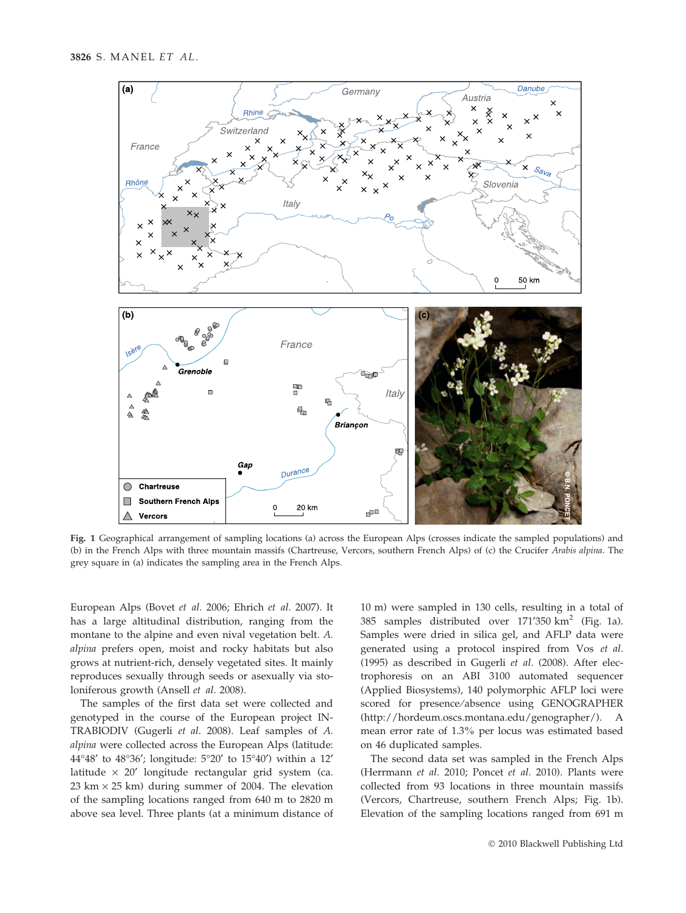Fig. 1 Geographical arrangement of sampling locations (a) across the European Alps (crosses indicate the sampled populations) and (b) in the French Alps with three mountain massifs (Chartreuse, Vercors, southern French Alps) of (c) the Crucifer *Arabis alpina*. The grey square in (a) indicates the sampling area in the French Alps.

European Alps (Bovet *et al.* 2006; Ehrich *et al.* 2007). It has a large altitudinal distribution, ranging from the montane to the alpine and even nival vegetation belt. *A. alpina* prefers open, moist and rocky habitats but also grows at nutrient-rich, densely vegetated sites. It mainly reproduces sexually through seeds or asexually via stoloniferous growth (Ansell *et al.* 2008).

The samples of the first data set were collected and genotyped in the course of the European project INTRABIODIV (Gugerli *et al.* 2008). Leaf samples of *A. alpina* were collected across the European Alps (latitude: 44°48′ to 48°36′; longitude: 5°20′ to 15°40′) within a 12′ latitude × 20′ longitude rectangular grid system (ca. 23 km × 25 km) during summer of 2004. The elevation of the sampling locations ranged from 640 m to 2820 m above sea level. Three plants (at a minimum distance of 10 m) were sampled in 130 cells, resulting in a total of 385 samples distributed over 171′350 km$^2$ (Fig. 1a). Samples were dried in silica gel, and AFLP data were generated using a protocol inspired from Vos *et al.* (1995) as described in Gugerli *et al.* (2008). After electrophoresis on an ABI 3100 automated sequencer (Applied Biosystems), 140 polymorphic AFLP loci were scored for presence/absence using GENOGRAPHER (http://hordeum.oscs.montana.edu/genographer/). A mean error rate of 1.3% per locus was estimated based on 46 duplicated samples.

The second data set was sampled in the French Alps (Herrmann *et al.* 2010; Poncet *et al.* 2010). Plants were collected from 93 locations in three mountain massifs (Vercors, Chartreuse, southern French Alps; Fig. 1b). Elevation of the sampling locations ranged from 691 m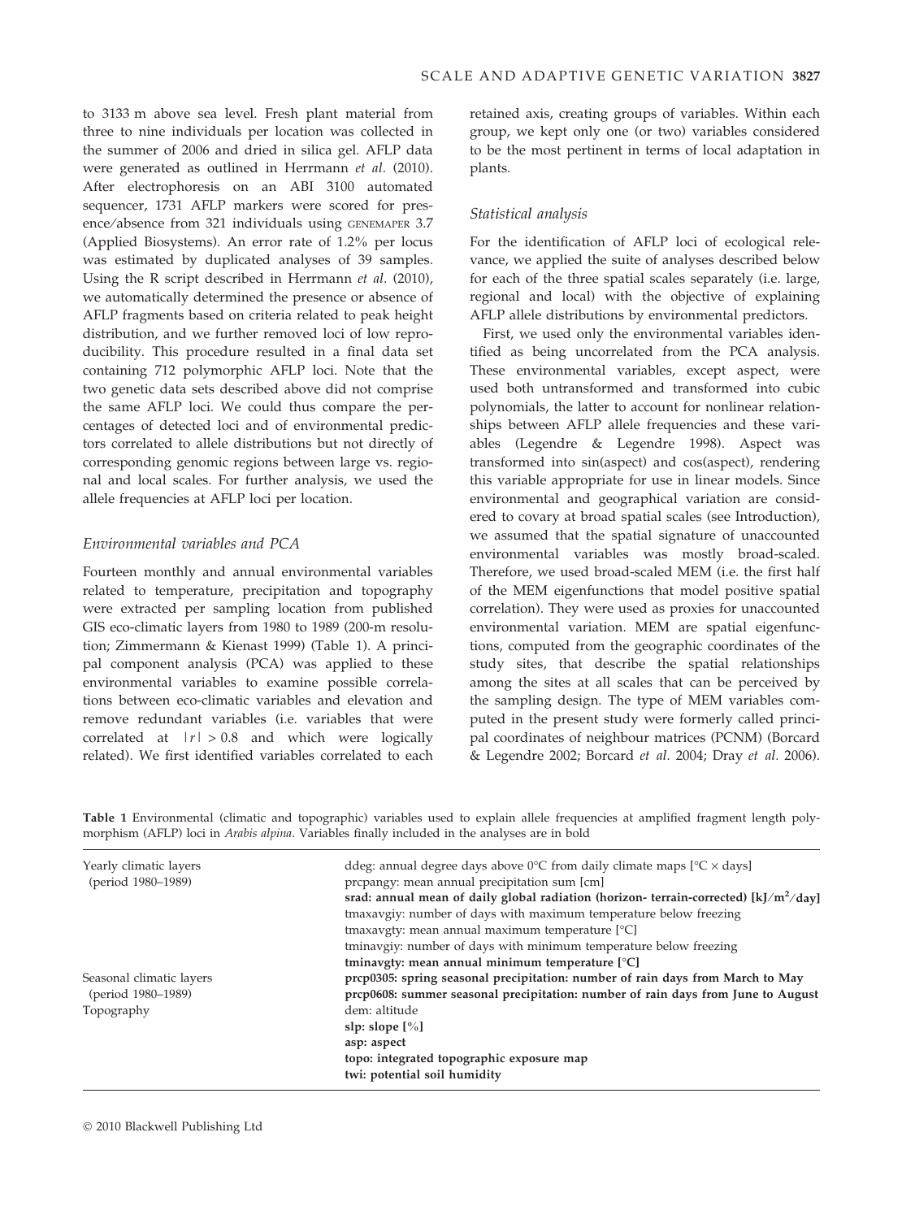to 3133 m above sea level. Fresh plant material from three to nine individuals per location was collected in the summer of 2006 and dried in silica gel. AFLP data were generated as outlined in Herrmann *et al.* (2010). After electrophoresis on an ABI 3100 automated sequencer, 1731 AFLP markers were scored for presence/absence from 321 individuals using GENEMAPER 3.7 (Applied Biosystems). An error rate of 1.2% per locus was estimated by duplicated analyses of 39 samples. Using the R script described in Herrmann *et al.* (2010), we automatically determined the presence or absence of AFLP fragments based on criteria related to peak height distribution, and we further removed loci of low reproducibility. This procedure resulted in a final data set containing 712 polymorphic AFLP loci. Note that the two genetic data sets described above did not comprise the same AFLP loci. We could thus compare the percentages of detected loci and of environmental predictors correlated to allele distributions but not directly of corresponding genomic regions between large vs. regional and local scales. For further analysis, we used the allele frequencies at AFLP loci per location.

### *Environmental variables and PCA*

Fourteen monthly and annual environmental variables related to temperature, precipitation and topography were extracted per sampling location from published GIS eco-climatic layers from 1980 to 1989 (200-m resolution; Zimmermann & Kienast 1999) (Table 1). A principal component analysis (PCA) was applied to these environmental variables to examine possible correlations between eco-climatic variables and elevation and remove redundant variables (i.e. variables that were correlated at $|r| > 0.8$ and which were logically related). We first identified variables correlated to each retained axis, creating groups of variables. Within each group, we kept only one (or two) variables considered to be the most pertinent in terms of local adaptation in plants.

### *Statistical analysis*

For the identification of AFLP loci of ecological relevance, we applied the suite of analyses described below for each of the three spatial scales separately (i.e. large, regional and local) with the objective of explaining AFLP allele distributions by environmental predictors.

First, we used only the environmental variables identified as being uncorrelated from the PCA analysis. These environmental variables, except aspect, were used both untransformed and transformed into cubic polynomials, the latter to account for nonlinear relationships between AFLP allele frequencies and these variables (Legendre & Legendre 1998). Aspect was transformed into sin(aspect) and cos(aspect), rendering this variable appropriate for use in linear models. Since environmental and geographical variation are considered to covary at broad spatial scales (see Introduction), we assumed that the spatial signature of unaccounted environmental variables was mostly broad-scaled. Therefore, we used broad-scaled MEM (i.e. the first half of the MEM eigenfunctions that model positive spatial correlation). They were used as proxies for unaccounted environmental variation. MEM are spatial eigenfunctions, computed from the geographic coordinates of the study sites, that describe the spatial relationships among the sites at all scales that can be perceived by the sampling design. The type of MEM variables computed in the present study were formerly called principal coordinates of neighbour matrices (PCNM) (Borcard & Legendre 2002; Borcard *et al.* 2004; Dray *et al.* 2006).

**Table 1** Environmental (climatic and topographic) variables used to explain allele frequencies at amplified fragment length polymorphism (AFLP) loci in *Arabis alpina*. Variables finally included in the analyses are in bold

| | |
|---|---|
| Yearly climatic layers (period 1980–1989) | ddeg: annual degree days above 0°C from daily climate maps [°C × days] |
| | prcpangy: mean annual precipitation sum [cm] |
| | **srad: annual mean of daily global radiation (horizon- terrain-corrected) [kJ/m$^2$/day]** |
| | tmaxavgiy: number of days with maximum temperature below freezing |
| | tmaxavgty: mean annual maximum temperature [°C] |
| | tminavgiy: number of days with minimum temperature below freezing |
| | **tminavgty: mean annual minimum temperature [°C]** |
| Seasonal climatic layers (period 1980–1989) | **prcp0305: spring seasonal precipitation: number of rain days from March to May** |
| | **prcp0608: summer seasonal precipitation: number of rain days from June to August** |
| Topography | dem: altitude |
| | **slp: slope [%]** |
| | **asp: aspect** |
| | **topo: integrated topographic exposure map** |
| | **twi: potential soil humidity** |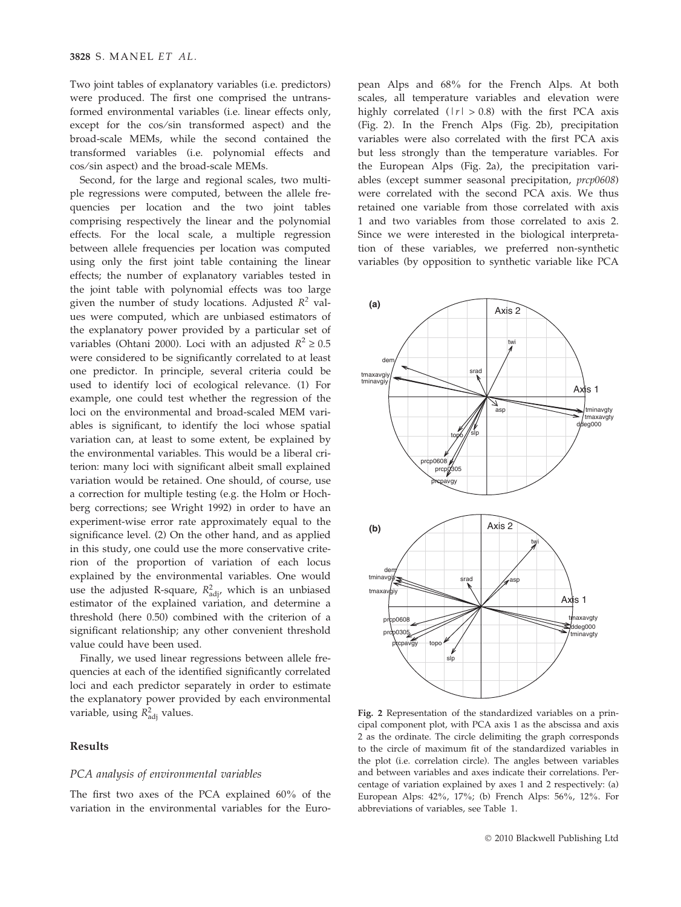Two joint tables of explanatory variables (i.e. predictors) were produced. The first one comprised the untransformed environmental variables (i.e. linear effects only, except for the cos/sin transformed aspect) and the broad-scale MEMs, while the second contained the transformed variables (i.e. polynomial effects and cos/sin aspect) and the broad-scale MEMs.

Second, for the large and regional scales, two multiple regressions were computed, between the allele frequencies per location and the two joint tables comprising respectively the linear and the polynomial effects. For the local scale, a multiple regression between allele frequencies per location was computed using only the first joint table containing the linear effects; the number of explanatory variables tested in the joint table with polynomial effects was too large given the number of study locations. Adjusted $R^2$ values were computed, which are unbiased estimators of the explanatory power provided by a particular set of variables (Ohtani 2000). Loci with an adjusted $R^2 \geq 0.5$ were considered to be significantly correlated to at least one predictor. In principle, several criteria could be used to identify loci of ecological relevance. (1) For example, one could test whether the regression of the loci on the environmental and broad-scaled MEM variables is significant, to identify the loci whose spatial variation can, at least to some extent, be explained by the environmental variables. This would be a liberal criterion: many loci with significant albeit small explained variation would be retained. One should, of course, use a correction for multiple testing (e.g. the Holm or Hochberg corrections; see Wright 1992) in order to have an experiment-wise error rate approximately equal to the significance level. (2) On the other hand, and as applied in this study, one could use the more conservative criterion of the proportion of variation of each locus explained by the environmental variables. One would use the adjusted R-square, $R^2_{\mathrm{adj}}$, which is an unbiased estimator of the explained variation, and determine a threshold (here 0.50) combined with the criterion of a significant relationship; any other convenient threshold value could have been used.

Finally, we used linear regressions between allele frequencies at each of the identified significantly correlated loci and each predictor separately in order to estimate the explanatory power provided by each environmental variable, using $R^2_{\mathrm{adj}}$ values.

## Results

### PCA analysis of environmental variables

The first two axes of the PCA explained 60% of the variation in the environmental variables for the European Alps and 68% for the French Alps. At both scales, all temperature variables and elevation were highly correlated ($|r| > 0.8$) with the first PCA axis (Fig. 2). In the French Alps (Fig. 2b), precipitation variables were also correlated with the first PCA axis but less strongly than the temperature variables. For the European Alps (Fig. 2a), the precipitation variables (except summer seasonal precipitation, *prcp0608*) were correlated with the second PCA axis. We thus retained one variable from those correlated with axis 1 and two variables from those correlated to axis 2. Since we were interested in the biological interpretation of these variables, we preferred non-synthetic variables (by opposition to synthetic variable like PCA

**Fig. 2** Representation of the standardized variables on a principal component plot, with PCA axis 1 as the abscissa and axis 2 as the ordinate. The circle delimiting the graph corresponds to the circle of maximum fit of the standardized variables in the plot (i.e. correlation circle). The angles between variables and between variables and axes indicate their correlations. Percentage of variation explained by axes 1 and 2 respectively: (a) European Alps: 42%, 17%; (b) French Alps: 56%, 12%. For abbreviations of variables, see Table 1.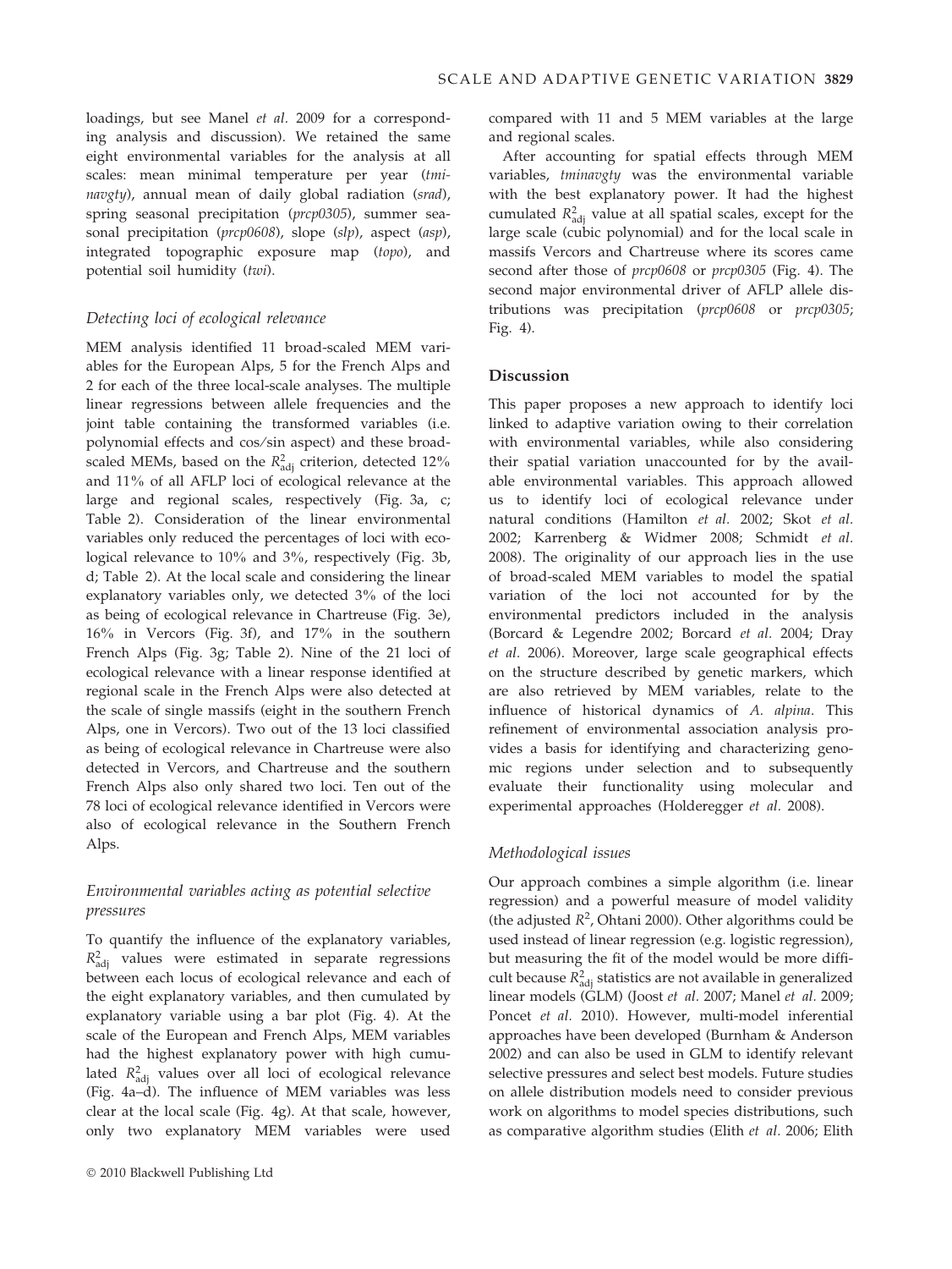loadings, but see Manel *et al.* 2009 for a corresponding analysis and discussion). We retained the same eight environmental variables for the analysis at all scales: mean minimal temperature per year (*tminavgty*), annual mean of daily global radiation (*srad*), spring seasonal precipitation (*prcp0305*), summer seasonal precipitation (*prcp0608*), slope (*slp*), aspect (*asp*), integrated topographic exposure map (*topo*), and potential soil humidity (*twi*).

### Detecting loci of ecological relevance

MEM analysis identified 11 broad-scaled MEM variables for the European Alps, 5 for the French Alps and 2 for each of the three local-scale analyses. The multiple linear regressions between allele frequencies and the joint table containing the transformed variables (i.e. polynomial effects and cos/sin aspect) and these broad-scaled MEMs, based on the $R^2_{adj}$ criterion, detected 12% and 11% of all AFLP loci of ecological relevance at the large and regional scales, respectively (Fig. 3a, c; Table 2). Consideration of the linear environmental variables only reduced the percentages of loci with ecological relevance to 10% and 3%, respectively (Fig. 3b, d; Table 2). At the local scale and considering the linear explanatory variables only, we detected 3% of the loci as being of ecological relevance in Chartreuse (Fig. 3e), 16% in Vercors (Fig. 3f), and 17% in the southern French Alps (Fig. 3g; Table 2). Nine of the 21 loci of ecological relevance with a linear response identified at regional scale in the French Alps were also detected at the scale of single massifs (eight in the southern French Alps, one in Vercors). Two out of the 13 loci classified as being of ecological relevance in Chartreuse were also detected in Vercors, and Chartreuse and the southern French Alps also only shared two loci. Ten out of the 78 loci of ecological relevance identified in Vercors were also of ecological relevance in the Southern French Alps.

### Environmental variables acting as potential selective pressures

To quantify the influence of the explanatory variables, $R^2_{adj}$ values were estimated in separate regressions between each locus of ecological relevance and each of the eight explanatory variables, and then cumulated by explanatory variable using a bar plot (Fig. 4). At the scale of the European and French Alps, MEM variables had the highest explanatory power with high cumulated $R^2_{adj}$ values over all loci of ecological relevance (Fig. 4a–d). The influence of MEM variables was less clear at the local scale (Fig. 4g). At that scale, however, only two explanatory MEM variables were used compared with 11 and 5 MEM variables at the large and regional scales.

After accounting for spatial effects through MEM variables, *tminavgty* was the environmental variable with the best explanatory power. It had the highest cumulated $R^2_{adj}$ value at all spatial scales, except for the large scale (cubic polynomial) and for the local scale in massifs Vercors and Chartreuse where its scores came second after those of *prcp0608* or *prcp0305* (Fig. 4). The second major environmental driver of AFLP allele distributions was precipitation (*prcp0608* or *prcp0305*; Fig. 4).

## Discussion

This paper proposes a new approach to identify loci linked to adaptive variation owing to their correlation with environmental variables, while also considering their spatial variation unaccounted for by the available environmental variables. This approach allowed us to identify loci of ecological relevance under natural conditions (Hamilton *et al.* 2002; Skot *et al.* 2002; Karrenberg & Widmer 2008; Schmidt *et al.* 2008). The originality of our approach lies in the use of broad-scaled MEM variables to model the spatial variation of the loci not accounted for by the environmental predictors included in the analysis (Borcard & Legendre 2002; Borcard *et al.* 2004; Dray *et al.* 2006). Moreover, large scale geographical effects on the structure described by genetic markers, which are also retrieved by MEM variables, relate to the influence of historical dynamics of *A. alpina*. This refinement of environmental association analysis provides a basis for identifying and characterizing genomic regions under selection and to subsequently evaluate their functionality using molecular and experimental approaches (Holderegger *et al.* 2008).

### Methodological issues

Our approach combines a simple algorithm (i.e. linear regression) and a powerful measure of model validity (the adjusted $R^2$, Ohtani 2000). Other algorithms could be used instead of linear regression (e.g. logistic regression), but measuring the fit of the model would be more difficult because $R^2_{adj}$ statistics are not available in generalized linear models (GLM) (Joost *et al.* 2007; Manel *et al.* 2009; Poncet *et al.* 2010). However, multi-model inferential approaches have been developed (Burnham & Anderson 2002) and can also be used in GLM to identify relevant selective pressures and select best models. Future studies on allele distribution models need to consider previous work on algorithms to model species distributions, such as comparative algorithm studies (Elith *et al.* 2006; Elith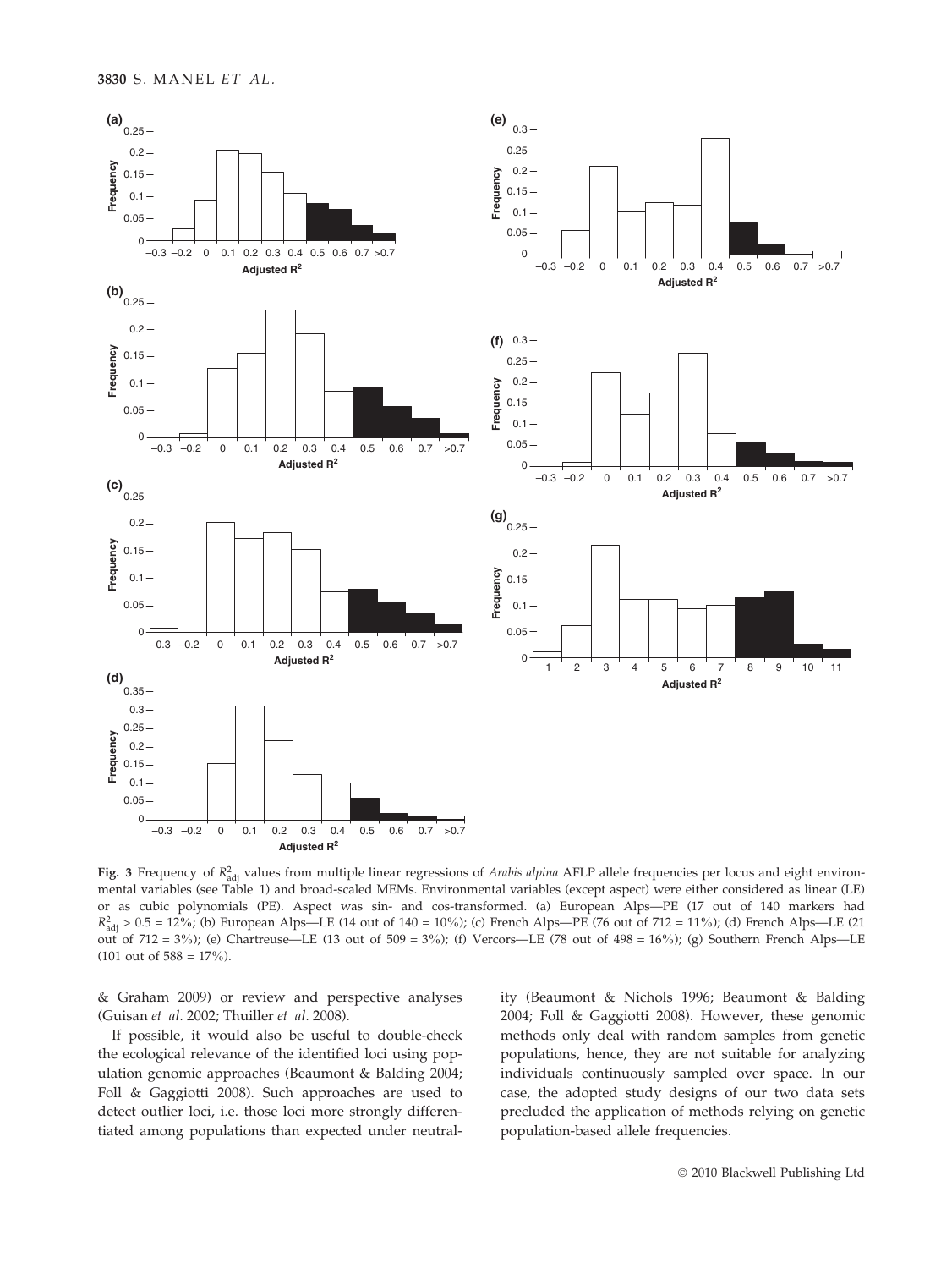**Fig. 3** Frequency of $R^2_{\text{adj}}$ values from multiple linear regressions of *Arabis alpina* AFLP allele frequencies per locus and eight environmental variables (see Table 1) and broad-scaled MEMs. Environmental variables (except aspect) were either considered as linear (LE) or as cubic polynomials (PE). Aspect was sin- and cos-transformed. (a) European Alps—PE (17 out of 140 markers had $R^2_{\text{adj}} > 0.5 = 12\%$; (b) European Alps—LE (14 out of 140 = 10%); (c) French Alps—PE (76 out of 712 = 11%); (d) French Alps—LE (21 out of 712 = 3%); (e) Chartreuse—LE (13 out of 509 = 3%); (f) Vercors—LE (78 out of 498 = 16%); (g) Southern French Alps—LE (101 out of 588 = 17%).

& Graham 2009) or review and perspective analyses (Guisan *et al.* 2002; Thuiller *et al.* 2008).

If possible, it would also be useful to double-check the ecological relevance of the identified loci using population genomic approaches (Beaumont & Balding 2004; Foll & Gaggiotti 2008). Such approaches are used to detect outlier loci, i.e. those loci more strongly differentiated among populations than expected under neutrality (Beaumont & Nichols 1996; Beaumont & Balding 2004; Foll & Gaggiotti 2008). However, these genomic methods only deal with random samples from genetic populations, hence, they are not suitable for analyzing individuals continuously sampled over space. In our case, the adopted study designs of our two data sets precluded the application of methods relying on genetic population-based allele frequencies.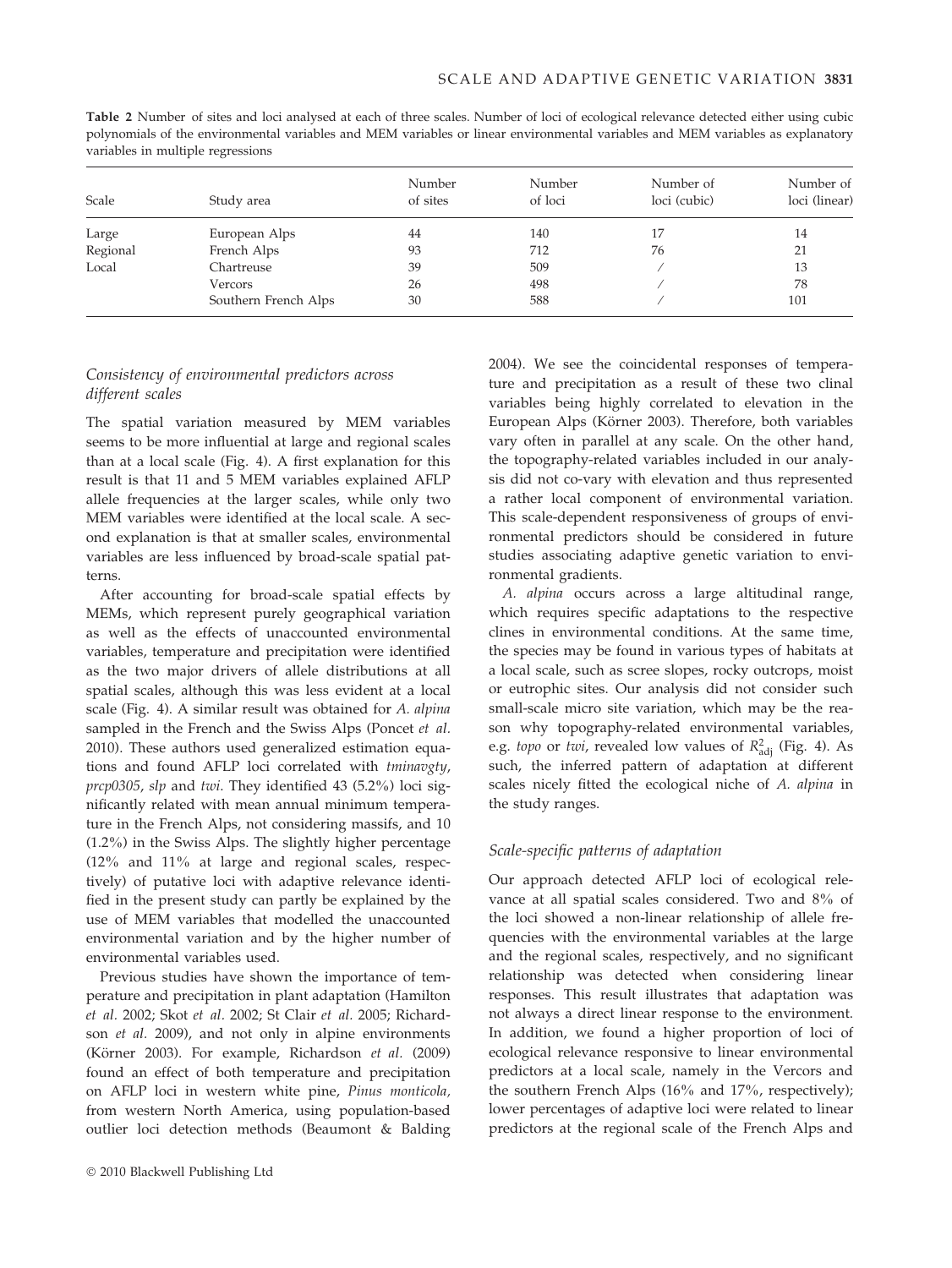**Table 2** Number of sites and loci analysed at each of three scales. Number of loci of ecological relevance detected either using cubic polynomials of the environmental variables and MEM variables or linear environmental variables and MEM variables as explanatory variables in multiple regressions

| Scale | Study area | Number of sites | Number of loci | Number of loci (cubic) | Number of loci (linear) |
|---|---|---|---|---|---|
| Large | European Alps | 44 | 140 | 17 | 14 |
| Regional | French Alps | 93 | 712 | 76 | 21 |
| Local | Chartreuse | 39 | 509 | / | 13 |
| | Vercors | 26 | 498 | / | 78 |
| | Southern French Alps | 30 | 588 | / | 101 |

### *Consistency of environmental predictors across different scales*

The spatial variation measured by MEM variables seems to be more influential at large and regional scales than at a local scale (Fig. 4). A first explanation for this result is that 11 and 5 MEM variables explained AFLP allele frequencies at the larger scales, while only two MEM variables were identified at the local scale. A second explanation is that at smaller scales, environmental variables are less influenced by broad-scale spatial patterns.

After accounting for broad-scale spatial effects by MEMs, which represent purely geographical variation as well as the effects of unaccounted environmental variables, temperature and precipitation were identified as the two major drivers of allele distributions at all spatial scales, although this was less evident at a local scale (Fig. 4). A similar result was obtained for *A. alpina* sampled in the French and the Swiss Alps (Poncet *et al.* 2010). These authors used generalized estimation equations and found AFLP loci correlated with *tminavgty*, *prcp0305*, *slp* and *twi*. They identified 43 (5.2%) loci significantly related with mean annual minimum temperature in the French Alps, not considering massifs, and 10 (1.2%) in the Swiss Alps. The slightly higher percentage (12% and 11% at large and regional scales, respectively) of putative loci with adaptive relevance identified in the present study can partly be explained by the use of MEM variables that modelled the unaccounted environmental variation and by the higher number of environmental variables used.

Previous studies have shown the importance of temperature and precipitation in plant adaptation (Hamilton *et al.* 2002; Skot *et al.* 2002; St Clair *et al.* 2005; Richardson *et al.* 2009), and not only in alpine environments (Körner 2003). For example, Richardson *et al.* (2009) found an effect of both temperature and precipitation on AFLP loci in western white pine, *Pinus monticola*, from western North America, using population-based outlier loci detection methods (Beaumont & Balding 2004). We see the coincidental responses of temperature and precipitation as a result of these two clinal variables being highly correlated to elevation in the European Alps (Körner 2003). Therefore, both variables vary often in parallel at any scale. On the other hand, the topography-related variables included in our analysis did not co-vary with elevation and thus represented a rather local component of environmental variation. This scale-dependent responsiveness of groups of environmental predictors should be considered in future studies associating adaptive genetic variation to environmental gradients.

*A. alpina* occurs across a large altitudinal range, which requires specific adaptations to the respective clines in environmental conditions. At the same time, the species may be found in various types of habitats at a local scale, such as scree slopes, rocky outcrops, moist or eutrophic sites. Our analysis did not consider such small-scale micro site variation, which may be the reason why topography-related environmental variables, e.g. *topo* or *twi*, revealed low values of $R^2_{adj}$ (Fig. 4). As such, the inferred pattern of adaptation at different scales nicely fitted the ecological niche of *A. alpina* in the study ranges.

### *Scale-specific patterns of adaptation*

Our approach detected AFLP loci of ecological relevance at all spatial scales considered. Two and 8% of the loci showed a non-linear relationship of allele frequencies with the environmental variables at the large and the regional scales, respectively, and no significant relationship was detected when considering linear responses. This result illustrates that adaptation was not always a direct linear response to the environment. In addition, we found a higher proportion of loci of ecological relevance responsive to linear environmental predictors at a local scale, namely in the Vercors and the southern French Alps (16% and 17%, respectively); lower percentages of adaptive loci were related to linear predictors at the regional scale of the French Alps and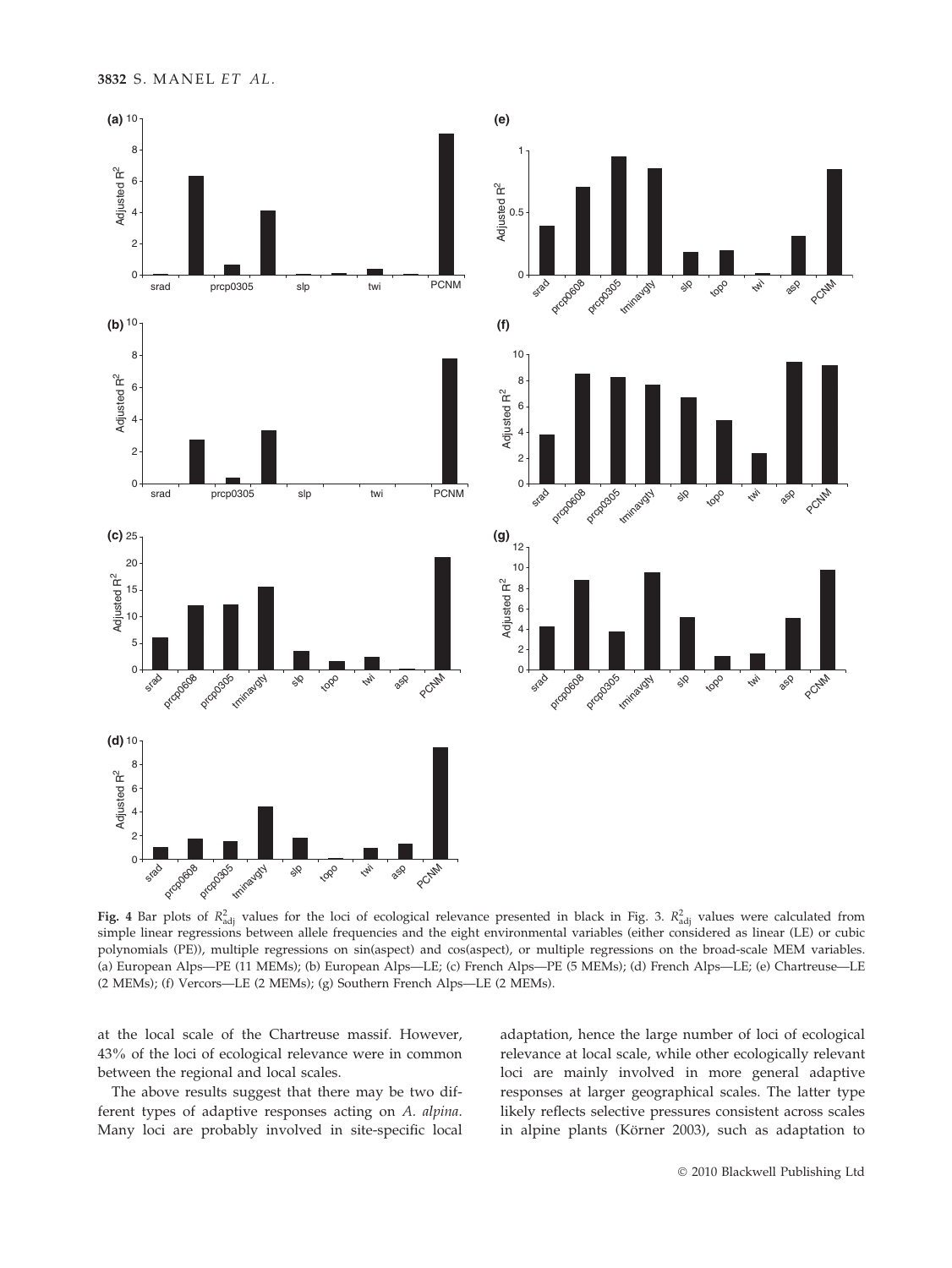**Fig. 4** Bar plots of $R^2_{\mathrm{adj}}$ values for the loci of ecological relevance presented in black in Fig. 3. $R^2_{\mathrm{adj}}$ values were calculated from simple linear regressions between allele frequencies and the eight environmental variables (either considered as linear (LE) or cubic polynomials (PE)), multiple regressions on sin(aspect) and cos(aspect), or multiple regressions on the broad-scale MEM variables. (a) European Alps—PE (11 MEMs); (b) European Alps—LE; (c) French Alps—PE (5 MEMs); (d) French Alps—LE; (e) Chartreuse—LE (2 MEMs); (f) Vercors—LE (2 MEMs); (g) Southern French Alps—LE (2 MEMs).

at the local scale of the Chartreuse massif. However, 43% of the loci of ecological relevance were in common between the regional and local scales.

The above results suggest that there may be two different types of adaptive responses acting on *A. alpina*. Many loci are probably involved in site-specific local adaptation, hence the large number of loci of ecological relevance at local scale, while other ecologically relevant loci are mainly involved in more general adaptive responses at larger geographical scales. The latter type likely reflects selective pressures consistent across scales in alpine plants (Körner 2003), such as adaptation to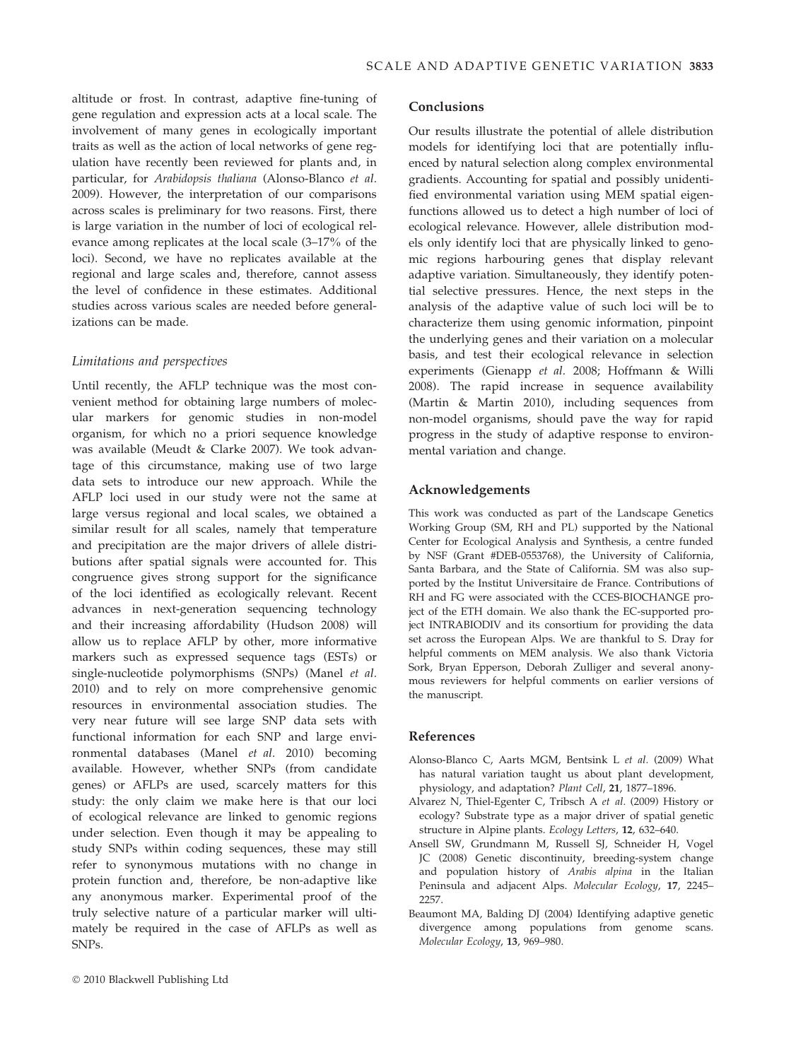altitude or frost. In contrast, adaptive fine-tuning of gene regulation and expression acts at a local scale. The involvement of many genes in ecologically important traits as well as the action of local networks of gene regulation have recently been reviewed for plants and, in particular, for *Arabidopsis thaliana* (Alonso-Blanco *et al.* 2009). However, the interpretation of our comparisons across scales is preliminary for two reasons. First, there is large variation in the number of loci of ecological relevance among replicates at the local scale (3–17% of the loci). Second, we have no replicates available at the regional and large scales and, therefore, cannot assess the level of confidence in these estimates. Additional studies across various scales are needed before generalizations can be made.

### *Limitations and perspectives*

Until recently, the AFLP technique was the most convenient method for obtaining large numbers of molecular markers for genomic studies in non-model organism, for which no a priori sequence knowledge was available (Meudt & Clarke 2007). We took advantage of this circumstance, making use of two large data sets to introduce our new approach. While the AFLP loci used in our study were not the same at large versus regional and local scales, we obtained a similar result for all scales, namely that temperature and precipitation are the major drivers of allele distributions after spatial signals were accounted for. This congruence gives strong support for the significance of the loci identified as ecologically relevant. Recent advances in next-generation sequencing technology and their increasing affordability (Hudson 2008) will allow us to replace AFLP by other, more informative markers such as expressed sequence tags (ESTs) or single-nucleotide polymorphisms (SNPs) (Manel *et al.* 2010) and to rely on more comprehensive genomic resources in environmental association studies. The very near future will see large SNP data sets with functional information for each SNP and large environmental databases (Manel *et al.* 2010) becoming available. However, whether SNPs (from candidate genes) or AFLPs are used, scarcely matters for this study: the only claim we make here is that our loci of ecological relevance are linked to genomic regions under selection. Even though it may be appealing to study SNPs within coding sequences, these may still refer to synonymous mutations with no change in protein function and, therefore, be non-adaptive like any anonymous marker. Experimental proof of the truly selective nature of a particular marker will ultimately be required in the case of AFLPs as well as SNPs.

## Conclusions

Our results illustrate the potential of allele distribution models for identifying loci that are potentially influenced by natural selection along complex environmental gradients. Accounting for spatial and possibly unidentified environmental variation using MEM spatial eigenfunctions allowed us to detect a high number of loci of ecological relevance. However, allele distribution models only identify loci that are physically linked to genomic regions harbouring genes that display relevant adaptive variation. Simultaneously, they identify potential selective pressures. Hence, the next steps in the analysis of the adaptive value of such loci will be to characterize them using genomic information, pinpoint the underlying genes and their variation on a molecular basis, and test their ecological relevance in selection experiments (Gienapp *et al.* 2008; Hoffmann & Willi 2008). The rapid increase in sequence availability (Martin & Martin 2010), including sequences from non-model organisms, should pave the way for rapid progress in the study of adaptive response to environmental variation and change.

## Acknowledgements

This work was conducted as part of the Landscape Genetics Working Group (SM, RH and PL) supported by the National Center for Ecological Analysis and Synthesis, a centre funded by NSF (Grant #DEB-0553768), the University of California, Santa Barbara, and the State of California. SM was also supported by the Institut Universitaire de France. Contributions of RH and FG were associated with the CCES-BIOCHANGE project of the ETH domain. We also thank the EC-supported project INTRABIODIV and its consortium for providing the data set across the European Alps. We are thankful to S. Dray for helpful comments on MEM analysis. We also thank Victoria Sork, Bryan Epperson, Deborah Zulliger and several anonymous reviewers for helpful comments on earlier versions of the manuscript.

## References

Alonso-Blanco C, Aarts MGM, Bentsink L *et al.* (2009) What has natural variation taught us about plant development, physiology, and adaptation? *Plant Cell*, **21**, 1877–1896.

Alvarez N, Thiel-Egenter C, Tribsch A *et al.* (2009) History or ecology? Substrate type as a major driver of spatial genetic structure in Alpine plants. *Ecology Letters*, **12**, 632–640.

Ansell SW, Grundmann M, Russell SJ, Schneider H, Vogel JC (2008) Genetic discontinuity, breeding-system change and population history of *Arabis alpina* in the Italian Peninsula and adjacent Alps. *Molecular Ecology*, **17**, 2245–2257.

Beaumont MA, Balding DJ (2004) Identifying adaptive genetic divergence among populations from genome scans. *Molecular Ecology*, **13**, 969–980.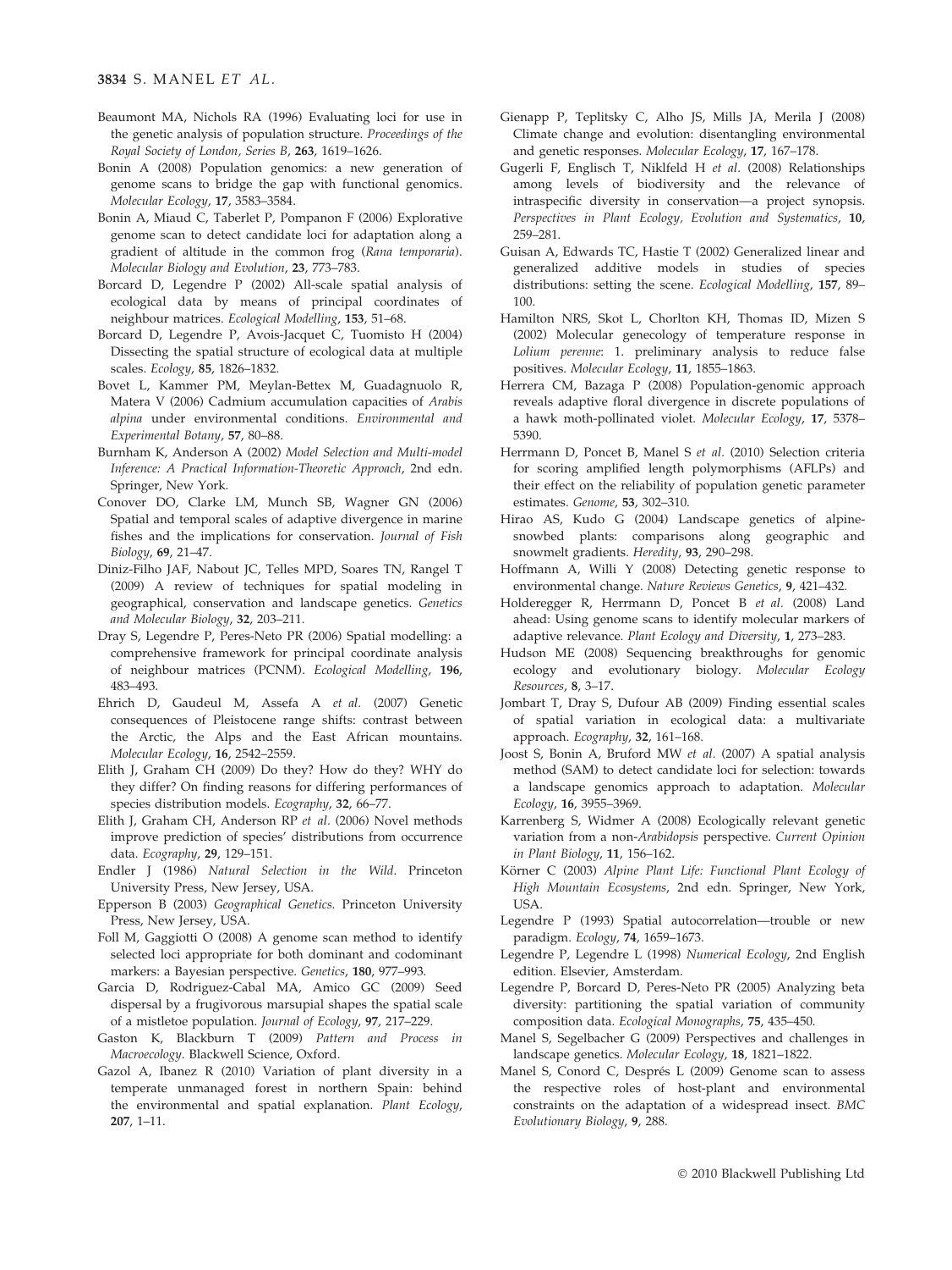Beaumont MA, Nichols RA (1996) Evaluating loci for use in the genetic analysis of population structure. *Proceedings of the Royal Society of London, Series B*, **263**, 1619–1626.

Bonin A (2008) Population genomics: a new generation of genome scans to bridge the gap with functional genomics. *Molecular Ecology*, **17**, 3583–3584.

Bonin A, Miaud C, Taberlet P, Pompanon F (2006) Explorative genome scan to detect candidate loci for adaptation along a gradient of altitude in the common frog (*Rana temporaria*). *Molecular Biology and Evolution*, **23**, 773–783.

Borcard D, Legendre P (2002) All-scale spatial analysis of ecological data by means of principal coordinates of neighbour matrices. *Ecological Modelling*, **153**, 51–68.

Borcard D, Legendre P, Avois-Jacquet C, Tuomisto H (2004) Dissecting the spatial structure of ecological data at multiple scales. *Ecology*, **85**, 1826–1832.

Bovet L, Kammer PM, Meylan-Bettex M, Guadagnuolo R, Matera V (2006) Cadmium accumulation capacities of *Arabis alpina* under environmental conditions. *Environmental and Experimental Botany*, **57**, 80–88.

Burnham K, Anderson A (2002) *Model Selection and Multi-model Inference: A Practical Information-Theoretic Approach*, 2nd edn. Springer, New York.

Conover DO, Clarke LM, Munch SB, Wagner GN (2006) Spatial and temporal scales of adaptive divergence in marine fishes and the implications for conservation. *Journal of Fish Biology*, **69**, 21–47.

Diniz-Filho JAF, Nabout JC, Telles MPD, Soares TN, Rangel T (2009) A review of techniques for spatial modeling in geographical, conservation and landscape genetics. *Genetics and Molecular Biology*, **32**, 203–211.

Dray S, Legendre P, Peres-Neto PR (2006) Spatial modelling: a comprehensive framework for principal coordinate analysis of neighbour matrices (PCNM). *Ecological Modelling*, **196**, 483–493.

Ehrich D, Gaudeul M, Assefa A *et al*. (2007) Genetic consequences of Pleistocene range shifts: contrast between the Arctic, the Alps and the East African mountains. *Molecular Ecology*, **16**, 2542–2559.

Elith J, Graham CH (2009) Do they? How do they? WHY do they differ? On finding reasons for differing performances of species distribution models. *Ecography*, **32**, 66–77.

Elith J, Graham CH, Anderson RP *et al*. (2006) Novel methods improve prediction of species' distributions from occurrence data. *Ecography*, **29**, 129–151.

Endler J (1986) *Natural Selection in the Wild*. Princeton University Press, New Jersey, USA.

Epperson B (2003) *Geographical Genetics*. Princeton University Press, New Jersey, USA.

Foll M, Gaggiotti O (2008) A genome scan method to identify selected loci appropriate for both dominant and codominant markers: a Bayesian perspective. *Genetics*, **180**, 977–993.

Garcia D, Rodriguez-Cabal MA, Amico GC (2009) Seed dispersal by a frugivorous marsupial shapes the spatial scale of a mistletoe population. *Journal of Ecology*, **97**, 217–229.

Gaston K, Blackburn T (2009) *Pattern and Process in Macroecology*. Blackwell Science, Oxford.

Gazol A, Ibanez R (2010) Variation of plant diversity in a temperate unmanaged forest in northern Spain: behind the environmental and spatial explanation. *Plant Ecology*, **207**, 1–11.

Gienapp P, Teplitsky C, Alho JS, Mills JA, Merila J (2008) Climate change and evolution: disentangling environmental and genetic responses. *Molecular Ecology*, **17**, 167–178.

Gugerli F, Englisch T, Niklfeld H *et al*. (2008) Relationships among levels of biodiversity and the relevance of intraspecific diversity in conservation—a project synopsis. *Perspectives in Plant Ecology, Evolution and Systematics*, **10**, 259–281.

Guisan A, Edwards TC, Hastie T (2002) Generalized linear and generalized additive models in studies of species distributions: setting the scene. *Ecological Modelling*, **157**, 89–100.

Hamilton NRS, Skot L, Chorlton KH, Thomas ID, Mizen S (2002) Molecular genecology of temperature response in *Lolium perenne*: 1. preliminary analysis to reduce false positives. *Molecular Ecology*, **11**, 1855–1863.

Herrera CM, Bazaga P (2008) Population-genomic approach reveals adaptive floral divergence in discrete populations of a hawk moth-pollinated violet. *Molecular Ecology*, **17**, 5378–5390.

Herrmann D, Poncet B, Manel S *et al*. (2010) Selection criteria for scoring amplified length polymorphisms (AFLPs) and their effect on the reliability of population genetic parameter estimates. *Genome*, **53**, 302–310.

Hirao AS, Kudo G (2004) Landscape genetics of alpine-snowbed plants: comparisons along geographic and snowmelt gradients. *Heredity*, **93**, 290–298.

Hoffmann A, Willi Y (2008) Detecting genetic response to environmental change. *Nature Reviews Genetics*, **9**, 421–432.

Holderegger R, Herrmann D, Poncet B *et al*. (2008) Land ahead: Using genome scans to identify molecular markers of adaptive relevance. *Plant Ecology and Diversity*, **1**, 273–283.

Hudson ME (2008) Sequencing breakthroughs for genomic ecology and evolutionary biology. *Molecular Ecology Resources*, **8**, 3–17.

Jombart T, Dray S, Dufour AB (2009) Finding essential scales of spatial variation in ecological data: a multivariate approach. *Ecography*, **32**, 161–168.

Joost S, Bonin A, Bruford MW *et al*. (2007) A spatial analysis method (SAM) to detect candidate loci for selection: towards a landscape genomics approach to adaptation. *Molecular Ecology*, **16**, 3955–3969.

Karrenberg S, Widmer A (2008) Ecologically relevant genetic variation from a non-*Arabidopsis* perspective. *Current Opinion in Plant Biology*, **11**, 156–162.

Körner C (2003) *Alpine Plant Life: Functional Plant Ecology of High Mountain Ecosystems*, 2nd edn. Springer, New York, USA.

Legendre P (1993) Spatial autocorrelation—trouble or new paradigm. *Ecology*, **74**, 1659–1673.

Legendre P, Legendre L (1998) *Numerical Ecology*, 2nd English edition. Elsevier, Amsterdam.

Legendre P, Borcard D, Peres-Neto PR (2005) Analyzing beta diversity: partitioning the spatial variation of community composition data. *Ecological Monographs*, **75**, 435–450.

Manel S, Segelbacher G (2009) Perspectives and challenges in landscape genetics. *Molecular Ecology*, **18**, 1821–1822.

Manel S, Conord C, Després L (2009) Genome scan to assess the respective roles of host-plant and environmental constraints on the adaptation of a widespread insect. *BMC Evolutionary Biology*, **9**, 288.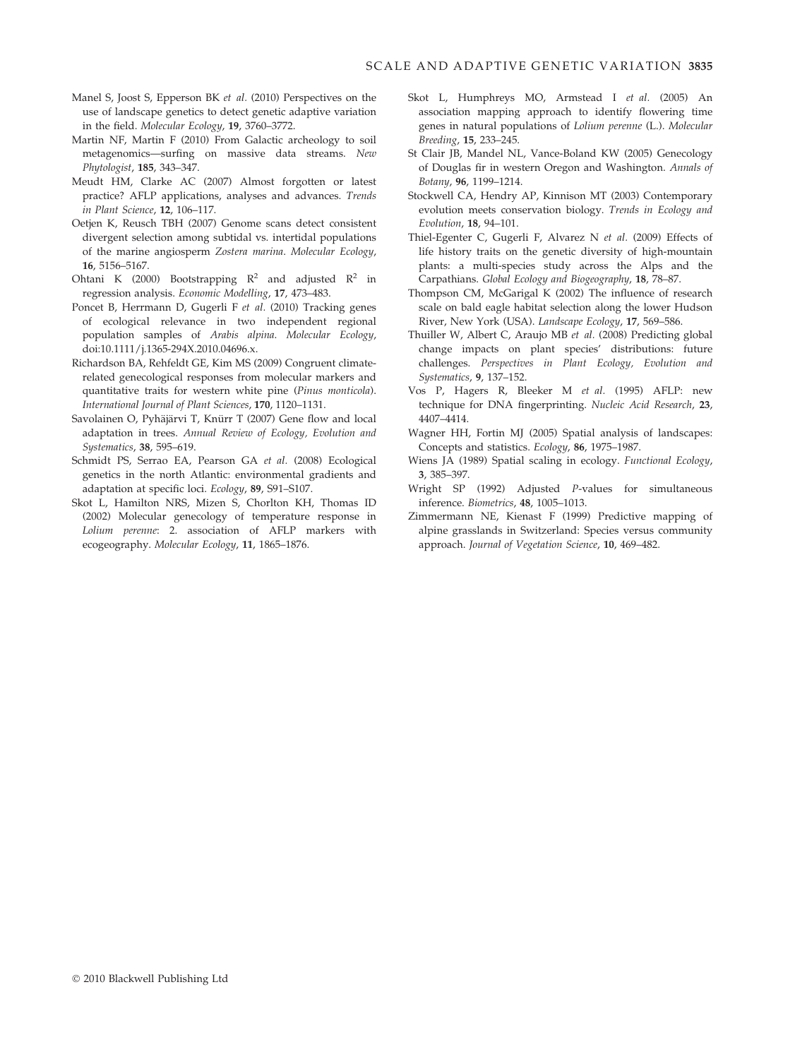Manel S, Joost S, Epperson BK *et al.* (2010) Perspectives on the use of landscape genetics to detect genetic adaptive variation in the field. *Molecular Ecology*, **19**, 3760–3772.

Martin NF, Martin F (2010) From Galactic archeology to soil metagenomics—surfing on massive data streams. *New Phytologist*, **185**, 343–347.

Meudt HM, Clarke AC (2007) Almost forgotten or latest practice? AFLP applications, analyses and advances. *Trends in Plant Science*, **12**, 106–117.

Oetjen K, Reusch TBH (2007) Genome scans detect consistent divergent selection among subtidal vs. intertidal populations of the marine angiosperm *Zostera marina*. *Molecular Ecology*, **16**, 5156–5167.

Ohtani K (2000) Bootstrapping $R^2$ and adjusted $R^2$ in regression analysis. *Economic Modelling*, **17**, 473–483.

Poncet B, Herrmann D, Gugerli F *et al.* (2010) Tracking genes of ecological relevance in two independent regional population samples of *Arabis alpina*. *Molecular Ecology*, doi:10.1111/j.1365-294X.2010.04696.x.

Richardson BA, Rehfeldt GE, Kim MS (2009) Congruent climate-related genecological responses from molecular markers and quantitative traits for western white pine (*Pinus monticola*). *International Journal of Plant Sciences*, **170**, 1120–1131.

Savolainen O, Pyhäjärvi T, Knürr T (2007) Gene flow and local adaptation in trees. *Annual Review of Ecology, Evolution and Systematics*, **38**, 595–619.

Schmidt PS, Serrao EA, Pearson GA *et al.* (2008) Ecological genetics in the north Atlantic: environmental gradients and adaptation at specific loci. *Ecology*, **89**, S91–S107.

Skot L, Hamilton NRS, Mizen S, Chorlton KH, Thomas ID (2002) Molecular genecology of temperature response in *Lolium perenne*: 2. association of AFLP markers with ecogeography. *Molecular Ecology*, **11**, 1865–1876.

Skot L, Humphreys MO, Armstead I *et al.* (2005) An association mapping approach to identify flowering time genes in natural populations of *Lolium perenne* (L.). *Molecular Breeding*, **15**, 233–245.

St Clair JB, Mandel NL, Vance-Boland KW (2005) Genecology of Douglas fir in western Oregon and Washington. *Annals of Botany*, **96**, 1199–1214.

Stockwell CA, Hendry AP, Kinnison MT (2003) Contemporary evolution meets conservation biology. *Trends in Ecology and Evolution*, **18**, 94–101.

Thiel-Egenter C, Gugerli F, Alvarez N *et al.* (2009) Effects of life history traits on the genetic diversity of high-mountain plants: a multi-species study across the Alps and the Carpathians. *Global Ecology and Biogeography*, **18**, 78–87.

Thompson CM, McGarigal K (2002) The influence of research scale on bald eagle habitat selection along the lower Hudson River, New York (USA). *Landscape Ecology*, **17**, 569–586.

Thuiller W, Albert C, Araujo MB *et al.* (2008) Predicting global change impacts on plant species' distributions: future challenges. *Perspectives in Plant Ecology, Evolution and Systematics*, **9**, 137–152.

Vos P, Hagers R, Bleeker M *et al.* (1995) AFLP: new technique for DNA fingerprinting. *Nucleic Acid Research*, **23**, 4407–4414.

Wagner HH, Fortin MJ (2005) Spatial analysis of landscapes: Concepts and statistics. *Ecology*, **86**, 1975–1987.

Wiens JA (1989) Spatial scaling in ecology. *Functional Ecology*, **3**, 385–397.

Wright SP (1992) Adjusted *P*-values for simultaneous inference. *Biometrics*, **48**, 1005–1013.

Zimmermann NE, Kienast F (1999) Predictive mapping of alpine grasslands in Switzerland: Species versus community approach. *Journal of Vegetation Science*, **10**, 469–482.